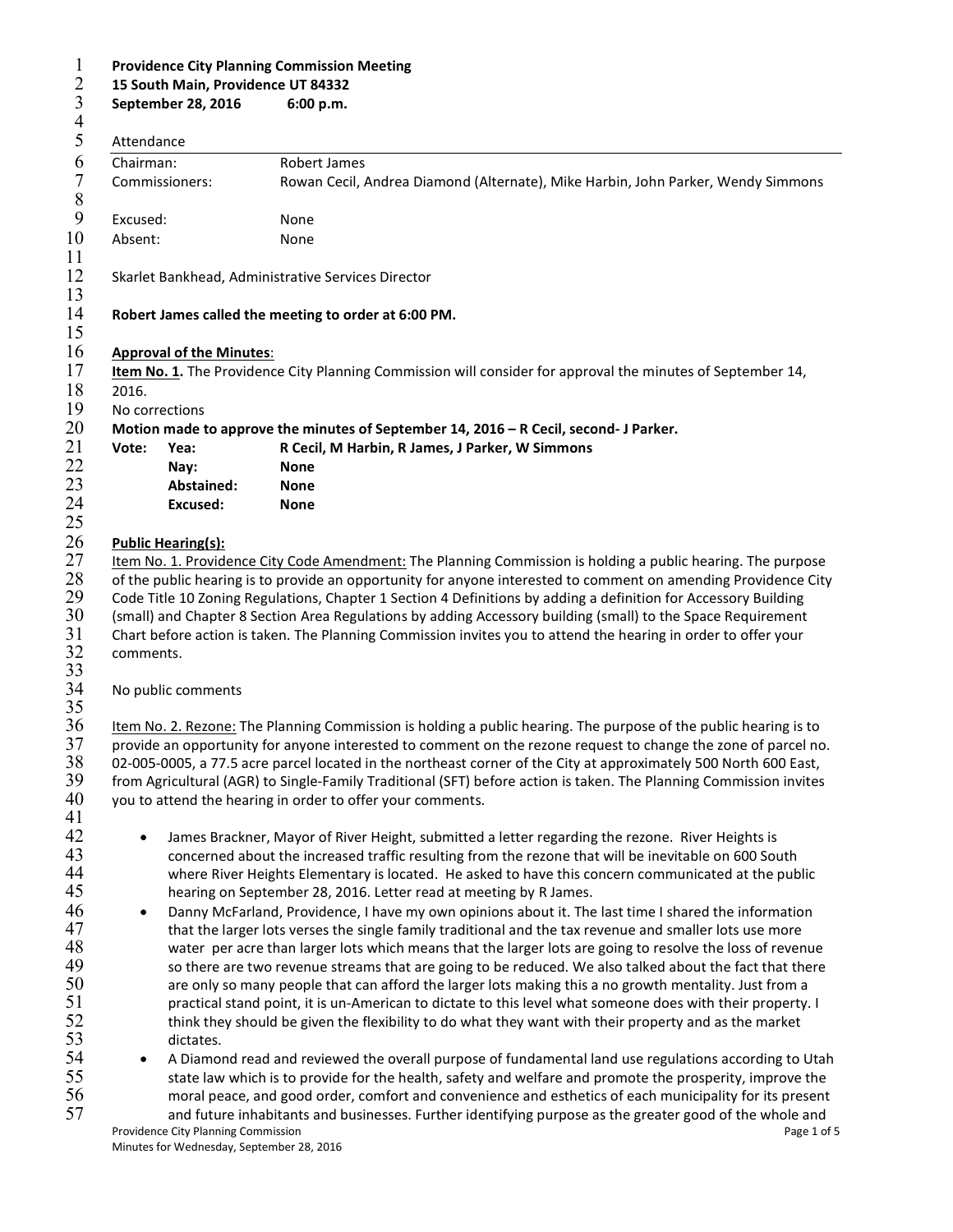**Providence City Planning Commission Meeting**
**15 South Main, Providence UT 84332**
**September 28, 2016 6:00 p.m.**

Attendance

| | |
|---|---|
| Chairman: | Robert James |
| Commissioners: | Rowan Cecil, Andrea Diamond (Alternate), Mike Harbin, John Parker, Wendy Simmons |
| Excused: | None |
| Absent: | None |

Skarlet Bankhead, Administrative Services Director

**Robert James called the meeting to order at 6:00 PM.**

**Approval of the Minutes:**

**Item No. 1.** The Providence City Planning Commission will consider for approval the minutes of September 14, 2016.

No corrections

**Motion made to approve the minutes of September 14, 2016 – R Cecil, second- J Parker.**

| **Vote:** | **Yea:** | **R Cecil, M Harbin, R James, J Parker, W Simmons** |
|---|---|---|
| | **Nay:** | **None** |
| | **Abstained:** | **None** |
| | **Excused:** | **None** |

**Public Hearing(s):**

Item No. 1. Providence City Code Amendment: The Planning Commission is holding a public hearing. The purpose of the public hearing is to provide an opportunity for anyone interested to comment on amending Providence City Code Title 10 Zoning Regulations, Chapter 1 Section 4 Definitions by adding a definition for Accessory Building (small) and Chapter 8 Section Area Regulations by adding Accessory building (small) to the Space Requirement Chart before action is taken. The Planning Commission invites you to attend the hearing in order to offer your comments.

No public comments

Item No. 2. Rezone: The Planning Commission is holding a public hearing. The purpose of the public hearing is to provide an opportunity for anyone interested to comment on the rezone request to change the zone of parcel no. 02-005-0005, a 77.5 acre parcel located in the northeast corner of the City at approximately 500 North 600 East, from Agricultural (AGR) to Single-Family Traditional (SFT) before action is taken. The Planning Commission invites you to attend the hearing in order to offer your comments.

- James Brackner, Mayor of River Height, submitted a letter regarding the rezone. River Heights is concerned about the increased traffic resulting from the rezone that will be inevitable on 600 South where River Heights Elementary is located. He asked to have this concern communicated at the public hearing on September 28, 2016. Letter read at meeting by R James.
- Danny McFarland, Providence, I have my own opinions about it. The last time I shared the information that the larger lots verses the single family traditional and the tax revenue and smaller lots use more water per acre than larger lots which means that the larger lots are going to resolve the loss of revenue so there are two revenue streams that are going to be reduced. We also talked about the fact that there are only so many people that can afford the larger lots making this a no growth mentality. Just from a practical stand point, it is un-American to dictate to this level what someone does with their property. I think they should be given the flexibility to do what they want with their property and as the market dictates.
- A Diamond read and reviewed the overall purpose of fundamental land use regulations according to Utah state law which is to provide for the health, safety and welfare and promote the prosperity, improve the moral peace, and good order, comfort and convenience and esthetics of each municipality for its present and future inhabitants and businesses. Further identifying purpose as the greater good of the whole and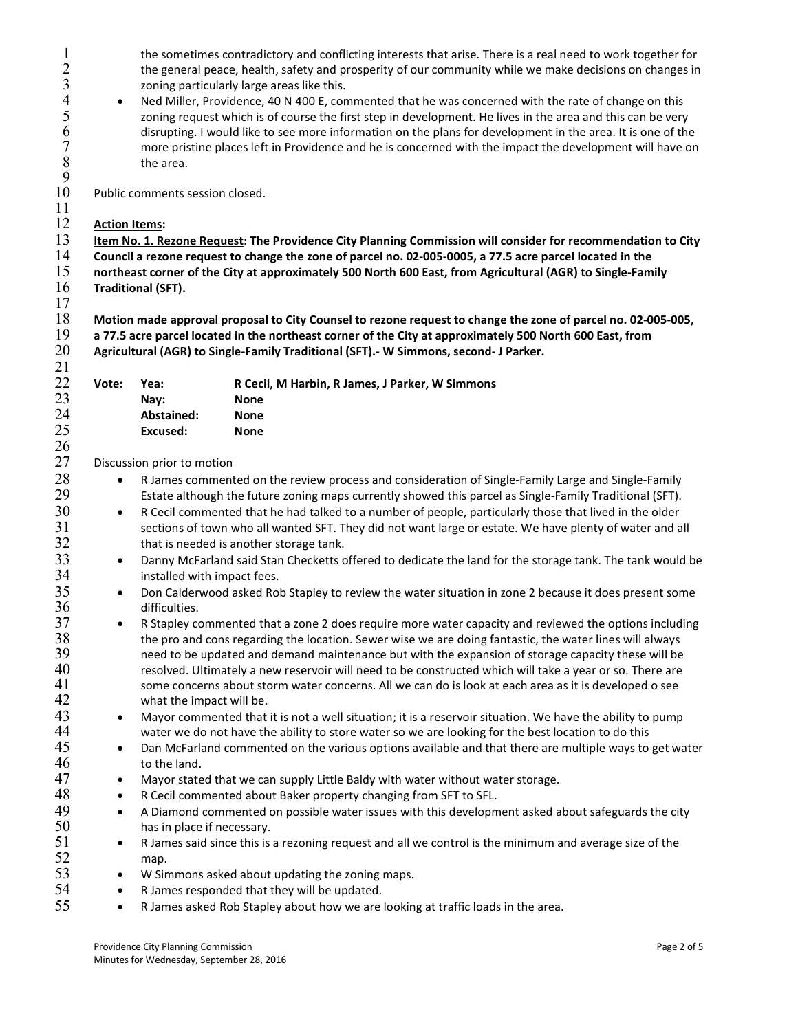the sometimes contradictory and conflicting interests that arise. There is a real need to work together for the general peace, health, safety and prosperity of our community while we make decisions on changes in zoning particularly large areas like this.

- Ned Miller, Providence, 40 N 400 E, commented that he was concerned with the rate of change on this zoning request which is of course the first step in development. He lives in the area and this can be very disrupting. I would like to see more information on the plans for development in the area. It is one of the more pristine places left in Providence and he is concerned with the impact the development will have on the area.

Public comments session closed.

**Action Items:**

**Item No. 1. Rezone Request: The Providence City Planning Commission will consider for recommendation to City Council a rezone request to change the zone of parcel no. 02-005-0005, a 77.5 acre parcel located in the northeast corner of the City at approximately 500 North 600 East, from Agricultural (AGR) to Single-Family Traditional (SFT).**

**Motion made approval proposal to City Counsel to rezone request to change the zone of parcel no. 02-005-005, a 77.5 acre parcel located in the northeast corner of the City at approximately 500 North 600 East, from Agricultural (AGR) to Single-Family Traditional (SFT).- W Simmons, second- J Parker.**

| **Vote:** | **Yea:** | **R Cecil, M Harbin, R James, J Parker, W Simmons** |
|---|---|---|
| | **Nay:** | **None** |
| | **Abstained:** | **None** |
| | **Excused:** | **None** |

Discussion prior to motion

- R James commented on the review process and consideration of Single-Family Large and Single-Family Estate although the future zoning maps currently showed this parcel as Single-Family Traditional (SFT).
- R Cecil commented that he had talked to a number of people, particularly those that lived in the older sections of town who all wanted SFT. They did not want large or estate. We have plenty of water and all that is needed is another storage tank.
- Danny McFarland said Stan Checketts offered to dedicate the land for the storage tank. The tank would be installed with impact fees.
- Don Calderwood asked Rob Stapley to review the water situation in zone 2 because it does present some difficulties.
- R Stapley commented that a zone 2 does require more water capacity and reviewed the options including the pro and cons regarding the location. Sewer wise we are doing fantastic, the water lines will always need to be updated and demand maintenance but with the expansion of storage capacity these will be resolved. Ultimately a new reservoir will need to be constructed which will take a year or so. There are some concerns about storm water concerns. All we can do is look at each area as it is developed o see what the impact will be.
- Mayor commented that it is not a well situation; it is a reservoir situation. We have the ability to pump water we do not have the ability to store water so we are looking for the best location to do this
- Dan McFarland commented on the various options available and that there are multiple ways to get water to the land.
- Mayor stated that we can supply Little Baldy with water without water storage.
- R Cecil commented about Baker property changing from SFT to SFL.
- A Diamond commented on possible water issues with this development asked about safeguards the city has in place if necessary.
- R James said since this is a rezoning request and all we control is the minimum and average size of the map.
- W Simmons asked about updating the zoning maps.
- R James responded that they will be updated.
- R James asked Rob Stapley about how we are looking at traffic loads in the area.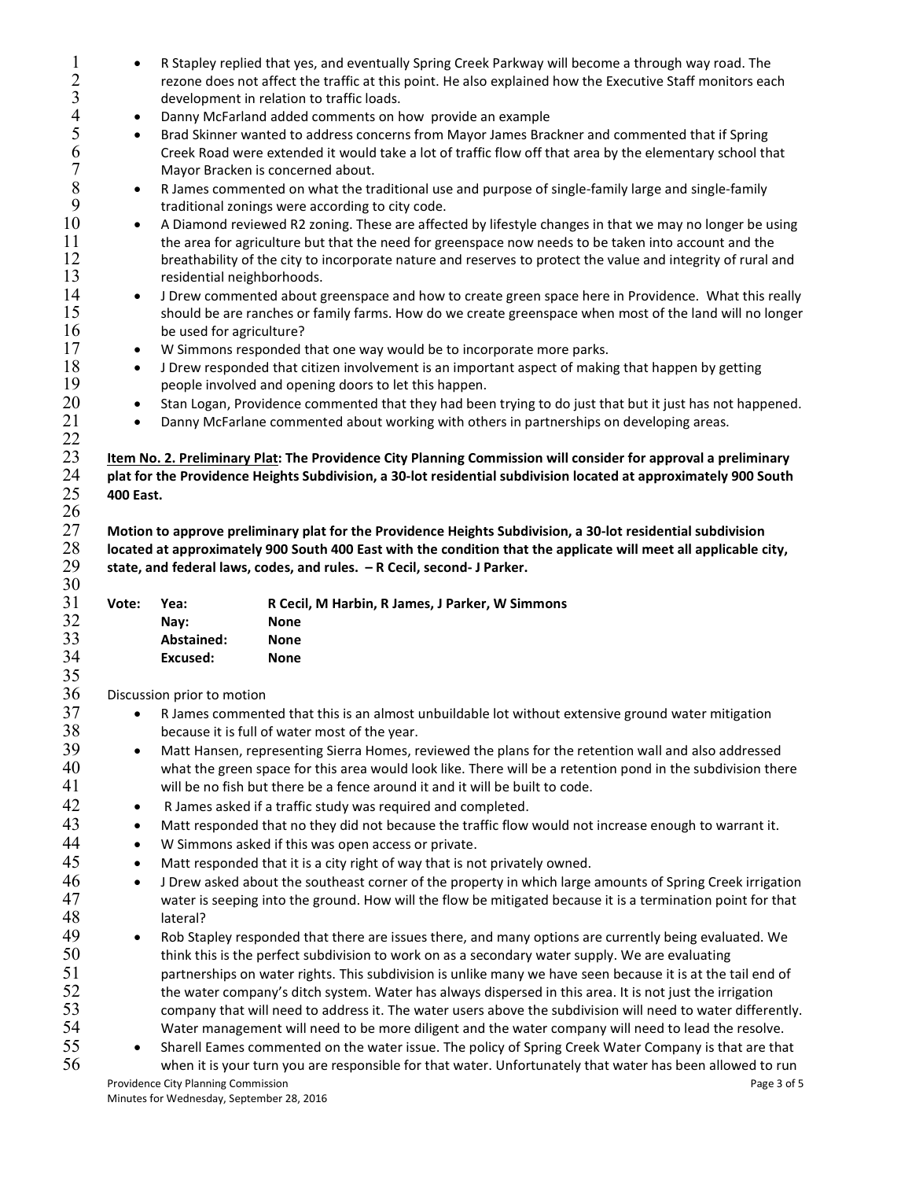- R Stapley replied that yes, and eventually Spring Creek Parkway will become a through way road. The rezone does not affect the traffic at this point. He also explained how the Executive Staff monitors each development in relation to traffic loads.
- Danny McFarland added comments on how provide an example
- Brad Skinner wanted to address concerns from Mayor James Brackner and commented that if Spring Creek Road were extended it would take a lot of traffic flow off that area by the elementary school that Mayor Bracken is concerned about.
- R James commented on what the traditional use and purpose of single-family large and single-family traditional zonings were according to city code.
- A Diamond reviewed R2 zoning. These are affected by lifestyle changes in that we may no longer be using the area for agriculture but that the need for greenspace now needs to be taken into account and the breathability of the city to incorporate nature and reserves to protect the value and integrity of rural and residential neighborhoods.
- J Drew commented about greenspace and how to create green space here in Providence. What this really should be are ranches or family farms. How do we create greenspace when most of the land will no longer be used for agriculture?
- W Simmons responded that one way would be to incorporate more parks.
- J Drew responded that citizen involvement is an important aspect of making that happen by getting people involved and opening doors to let this happen.
- Stan Logan, Providence commented that they had been trying to do just that but it just has not happened.
- Danny McFarlane commented about working with others in partnerships on developing areas.

**Item No. 2. Preliminary Plat: The Providence City Planning Commission will consider for approval a preliminary plat for the Providence Heights Subdivision, a 30-lot residential subdivision located at approximately 900 South 400 East.**

**Motion to approve preliminary plat for the Providence Heights Subdivision, a 30-lot residential subdivision located at approximately 900 South 400 East with the condition that the applicate will meet all applicable city, state, and federal laws, codes, and rules. – R Cecil, second- J Parker.**

| **Vote:** | **Yea:** | **R Cecil, M Harbin, R James, J Parker, W Simmons** |
|---|---|---|
| | **Nay:** | **None** |
| | **Abstained:** | **None** |
| | **Excused:** | **None** |

Discussion prior to motion

- R James commented that this is an almost unbuildable lot without extensive ground water mitigation because it is full of water most of the year.
- Matt Hansen, representing Sierra Homes, reviewed the plans for the retention wall and also addressed what the green space for this area would look like. There will be a retention pond in the subdivision there will be no fish but there be a fence around it and it will be built to code.
- R James asked if a traffic study was required and completed.
- Matt responded that no they did not because the traffic flow would not increase enough to warrant it.
- W Simmons asked if this was open access or private.
- Matt responded that it is a city right of way that is not privately owned.
- J Drew asked about the southeast corner of the property in which large amounts of Spring Creek irrigation water is seeping into the ground. How will the flow be mitigated because it is a termination point for that lateral?
- Rob Stapley responded that there are issues there, and many options are currently being evaluated. We think this is the perfect subdivision to work on as a secondary water supply. We are evaluating partnerships on water rights. This subdivision is unlike many we have seen because it is at the tail end of the water company's ditch system. Water has always dispersed in this area. It is not just the irrigation company that will need to address it. The water users above the subdivision will need to water differently. Water management will need to be more diligent and the water company will need to lead the resolve.
- Sharell Eames commented on the water issue. The policy of Spring Creek Water Company is that are that when it is your turn you are responsible for that water. Unfortunately that water has been allowed to run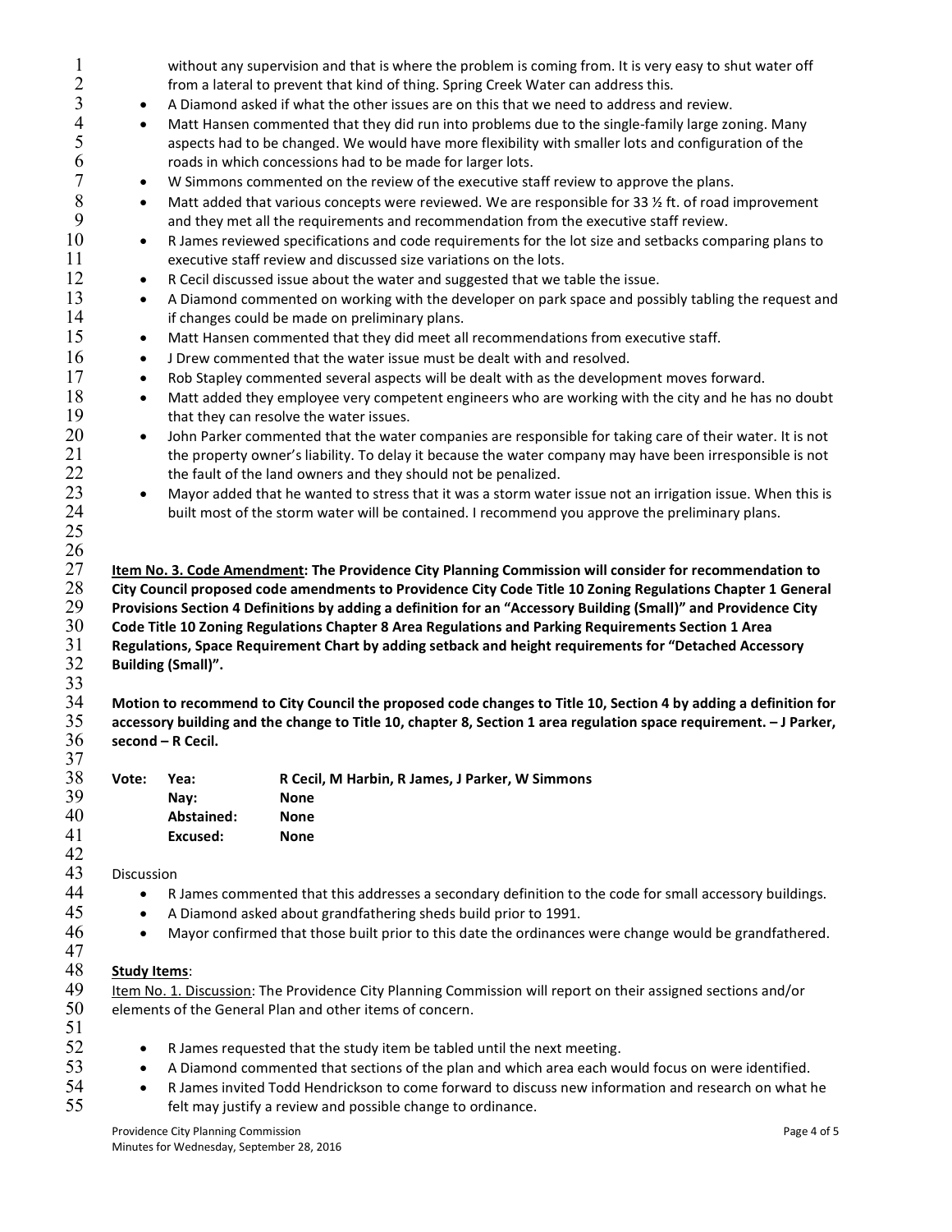without any supervision and that is where the problem is coming from. It is very easy to shut water off from a lateral to prevent that kind of thing. Spring Creek Water can address this.

- A Diamond asked if what the other issues are on this that we need to address and review.
- Matt Hansen commented that they did run into problems due to the single-family large zoning. Many aspects had to be changed. We would have more flexibility with smaller lots and configuration of the roads in which concessions had to be made for larger lots.
- W Simmons commented on the review of the executive staff review to approve the plans.
- Matt added that various concepts were reviewed. We are responsible for 33 ½ ft. of road improvement and they met all the requirements and recommendation from the executive staff review.
- R James reviewed specifications and code requirements for the lot size and setbacks comparing plans to executive staff review and discussed size variations on the lots.
- R Cecil discussed issue about the water and suggested that we table the issue.
- A Diamond commented on working with the developer on park space and possibly tabling the request and if changes could be made on preliminary plans.
- Matt Hansen commented that they did meet all recommendations from executive staff.
- J Drew commented that the water issue must be dealt with and resolved.
- Rob Stapley commented several aspects will be dealt with as the development moves forward.
- Matt added they employee very competent engineers who are working with the city and he has no doubt that they can resolve the water issues.
- John Parker commented that the water companies are responsible for taking care of their water. It is not the property owner's liability. To delay it because the water company may have been irresponsible is not the fault of the land owners and they should not be penalized.
- Mayor added that he wanted to stress that it was a storm water issue not an irrigation issue. When this is built most of the storm water will be contained. I recommend you approve the preliminary plans.

**Item No. 3. Code Amendment: The Providence City Planning Commission will consider for recommendation to City Council proposed code amendments to Providence City Code Title 10 Zoning Regulations Chapter 1 General Provisions Section 4 Definitions by adding a definition for an "Accessory Building (Small)" and Providence City Code Title 10 Zoning Regulations Chapter 8 Area Regulations and Parking Requirements Section 1 Area Regulations, Space Requirement Chart by adding setback and height requirements for "Detached Accessory Building (Small)".**

**Motion to recommend to City Council the proposed code changes to Title 10, Section 4 by adding a definition for accessory building and the change to Title 10, chapter 8, Section 1 area regulation space requirement. – J Parker, second – R Cecil.**

| **Vote:** | **Yea:** | **R Cecil, M Harbin, R James, J Parker, W Simmons** |
|---|---|---|
| | **Nay:** | **None** |
| | **Abstained:** | **None** |
| | **Excused:** | **None** |

Discussion

- R James commented that this addresses a secondary definition to the code for small accessory buildings.
- A Diamond asked about grandfathering sheds build prior to 1991.
- Mayor confirmed that those built prior to this date the ordinances were change would be grandfathered.

**Study Items**:

Item No. 1. Discussion: The Providence City Planning Commission will report on their assigned sections and/or elements of the General Plan and other items of concern.

- R James requested that the study item be tabled until the next meeting.
- A Diamond commented that sections of the plan and which area each would focus on were identified.
- R James invited Todd Hendrickson to come forward to discuss new information and research on what he felt may justify a review and possible change to ordinance.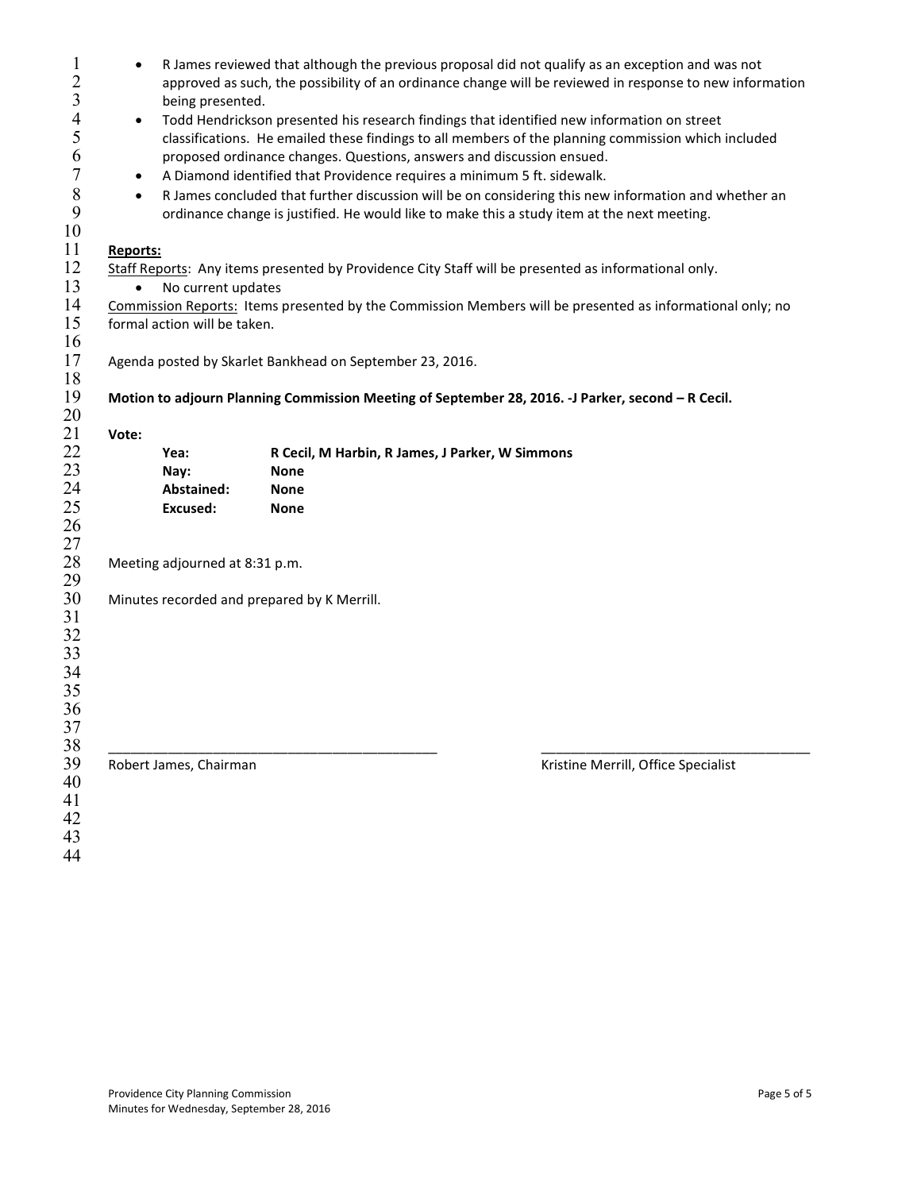- R James reviewed that although the previous proposal did not qualify as an exception and was not approved as such, the possibility of an ordinance change will be reviewed in response to new information being presented.
- Todd Hendrickson presented his research findings that identified new information on street classifications. He emailed these findings to all members of the planning commission which included proposed ordinance changes. Questions, answers and discussion ensued.
- A Diamond identified that Providence requires a minimum 5 ft. sidewalk.
- R James concluded that further discussion will be on considering this new information and whether an ordinance change is justified. He would like to make this a study item at the next meeting.

**Reports:**

Staff Reports: Any items presented by Providence City Staff will be presented as informational only.

- No current updates

Commission Reports: Items presented by the Commission Members will be presented as informational only; no formal action will be taken.

Agenda posted by Skarlet Bankhead on September 23, 2016.

**Motion to adjourn Planning Commission Meeting of September 28, 2016. -J Parker, second – R Cecil.**

**Vote:**

| | |
|---|---|
| **Yea:** | **R Cecil, M Harbin, R James, J Parker, W Simmons** |
| **Nay:** | **None** |
| **Abstained:** | **None** |
| **Excused:** | **None** |

Meeting adjourned at 8:31 p.m.

Minutes recorded and prepared by K Merrill.

_____________________________________________ ____________________________________

Robert James, Chairman Kristine Merrill, Office Specialist